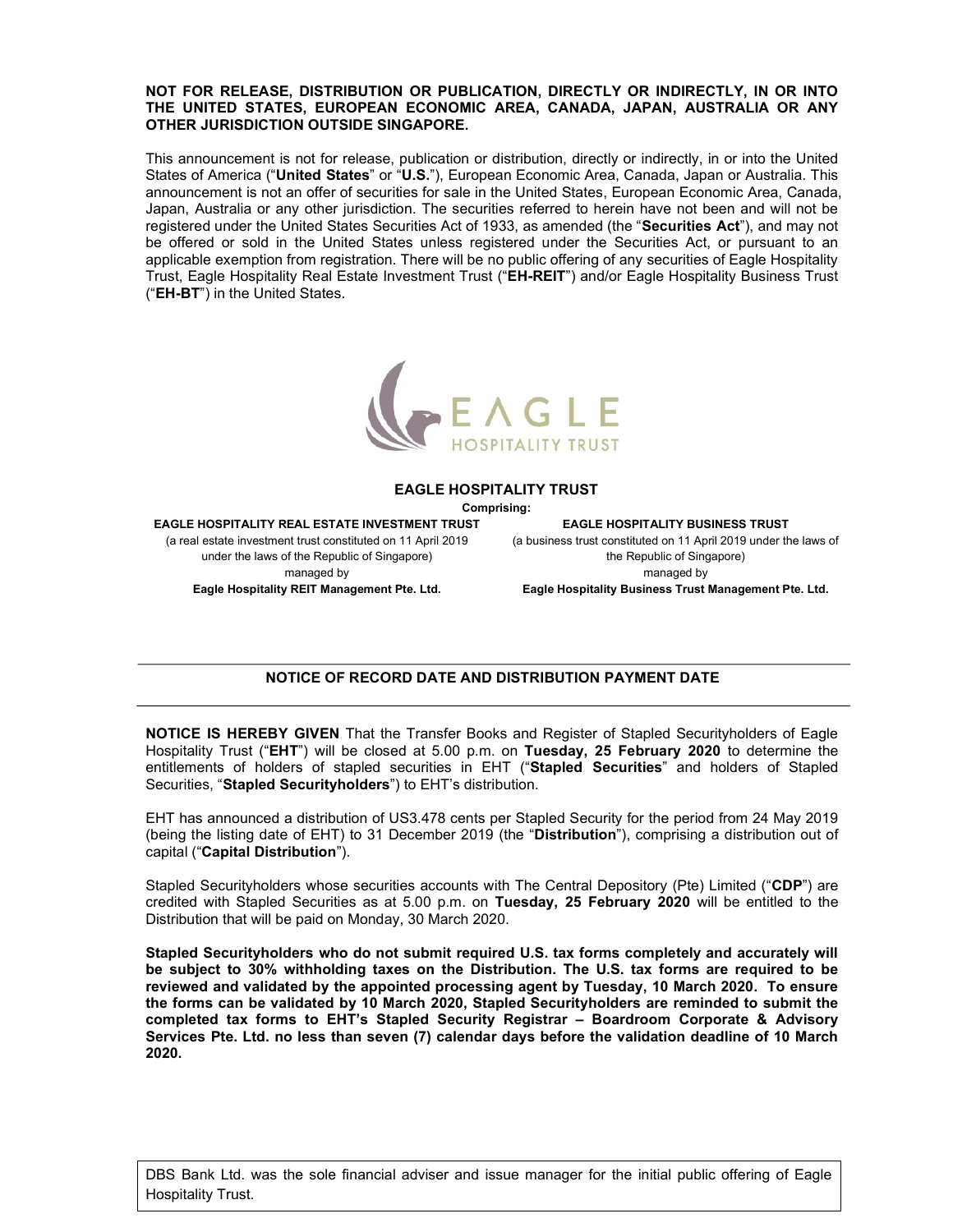**NOT FOR RELEASE, DISTRIBUTION OR PUBLICATION, DIRECTLY OR INDIRECTLY, IN OR INTO THE UNITED STATES, EUROPEAN ECONOMIC AREA, CANADA, JAPAN, AUSTRALIA OR ANY OTHER JURISDICTION OUTSIDE SINGAPORE.**

This announcement is not for release, publication or distribution, directly or indirectly, in or into the United States of America ("**United States**" or "**U.S.**"), European Economic Area, Canada, Japan or Australia. This announcement is not an offer of securities for sale in the United States, European Economic Area, Canada, Japan, Australia or any other jurisdiction. The securities referred to herein have not been and will not be registered under the United States Securities Act of 1933, as amended (the "**Securities Act**"), and may not be offered or sold in the United States unless registered under the Securities Act, or pursuant to an applicable exemption from registration. There will be no public offering of any securities of Eagle Hospitality Trust, Eagle Hospitality Real Estate Investment Trust ("**EH-REIT**") and/or Eagle Hospitality Business Trust ("**EH-BT**") in the United States.

**EAGLE HOSPITALITY TRUST**

**Comprising:**

**EAGLE HOSPITALITY REAL ESTATE INVESTMENT TRUST**
(a real estate investment trust constituted on 11 April 2019 under the laws of the Republic of Singapore)
managed by
**Eagle Hospitality REIT Management Pte. Ltd.**

**EAGLE HOSPITALITY BUSINESS TRUST**
(a business trust constituted on 11 April 2019 under the laws of the Republic of Singapore)
managed by
**Eagle Hospitality Business Trust Management Pte. Ltd.**

## NOTICE OF RECORD DATE AND DISTRIBUTION PAYMENT DATE

**NOTICE IS HEREBY GIVEN** That the Transfer Books and Register of Stapled Securityholders of Eagle Hospitality Trust ("**EHT**") will be closed at 5.00 p.m. on **Tuesday, 25 February 2020** to determine the entitlements of holders of stapled securities in EHT ("**Stapled Securities**" and holders of Stapled Securities, "**Stapled Securityholders**") to EHT's distribution.

EHT has announced a distribution of US3.478 cents per Stapled Security for the period from 24 May 2019 (being the listing date of EHT) to 31 December 2019 (the "**Distribution**"), comprising a distribution out of capital ("**Capital Distribution**").

Stapled Securityholders whose securities accounts with The Central Depository (Pte) Limited ("**CDP**") are credited with Stapled Securities as at 5.00 p.m. on **Tuesday, 25 February 2020** will be entitled to the Distribution that will be paid on Monday, 30 March 2020.

**Stapled Securityholders who do not submit required U.S. tax forms completely and accurately will be subject to 30% withholding taxes on the Distribution. The U.S. tax forms are required to be reviewed and validated by the appointed processing agent by Tuesday, 10 March 2020. To ensure the forms can be validated by 10 March 2020, Stapled Securityholders are reminded to submit the completed tax forms to EHT's Stapled Security Registrar – Boardroom Corporate & Advisory Services Pte. Ltd. no less than seven (7) calendar days before the validation deadline of 10 March 2020.**

DBS Bank Ltd. was the sole financial adviser and issue manager for the initial public offering of Eagle Hospitality Trust.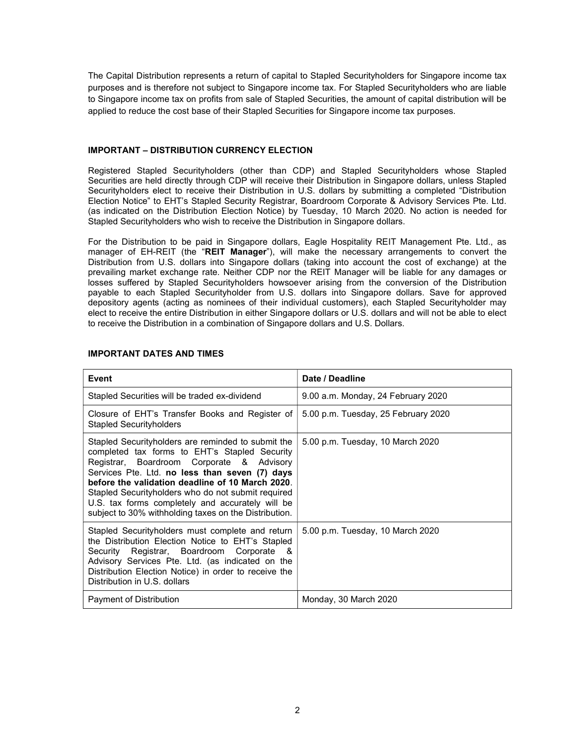The Capital Distribution represents a return of capital to Stapled Securityholders for Singapore income tax purposes and is therefore not subject to Singapore income tax. For Stapled Securityholders who are liable to Singapore income tax on profits from sale of Stapled Securities, the amount of capital distribution will be applied to reduce the cost base of their Stapled Securities for Singapore income tax purposes.

**IMPORTANT – DISTRIBUTION CURRENCY ELECTION**

Registered Stapled Securityholders (other than CDP) and Stapled Securityholders whose Stapled Securities are held directly through CDP will receive their Distribution in Singapore dollars, unless Stapled Securityholders elect to receive their Distribution in U.S. dollars by submitting a completed "Distribution Election Notice" to EHT's Stapled Security Registrar, Boardroom Corporate & Advisory Services Pte. Ltd. (as indicated on the Distribution Election Notice) by Tuesday, 10 March 2020. No action is needed for Stapled Securityholders who wish to receive the Distribution in Singapore dollars.

For the Distribution to be paid in Singapore dollars, Eagle Hospitality REIT Management Pte. Ltd., as manager of EH-REIT (the "**REIT Manager**"), will make the necessary arrangements to convert the Distribution from U.S. dollars into Singapore dollars (taking into account the cost of exchange) at the prevailing market exchange rate. Neither CDP nor the REIT Manager will be liable for any damages or losses suffered by Stapled Securityholders howsoever arising from the conversion of the Distribution payable to each Stapled Securityholder from U.S. dollars into Singapore dollars. Save for approved depository agents (acting as nominees of their individual customers), each Stapled Securityholder may elect to receive the entire Distribution in either Singapore dollars or U.S. dollars and will not be able to elect to receive the Distribution in a combination of Singapore dollars and U.S. Dollars.

**IMPORTANT DATES AND TIMES**

| Event | Date / Deadline |
|---|---|
| Stapled Securities will be traded ex-dividend | 9.00 a.m. Monday, 24 February 2020 |
| Closure of EHT's Transfer Books and Register of Stapled Securityholders | 5.00 p.m. Tuesday, 25 February 2020 |
| Stapled Securityholders are reminded to submit the completed tax forms to EHT's Stapled Security Registrar, Boardroom Corporate & Advisory Services Pte. Ltd. **no less than seven (7) days before the validation deadline of 10 March 2020**. Stapled Securityholders who do not submit required U.S. tax forms completely and accurately will be subject to 30% withholding taxes on the Distribution. | 5.00 p.m. Tuesday, 10 March 2020 |
| Stapled Securityholders must complete and return the Distribution Election Notice to EHT's Stapled Security Registrar, Boardroom Corporate & Advisory Services Pte. Ltd. (as indicated on the Distribution Election Notice) in order to receive the Distribution in U.S. dollars | 5.00 p.m. Tuesday, 10 March 2020 |
| Payment of Distribution | Monday, 30 March 2020 |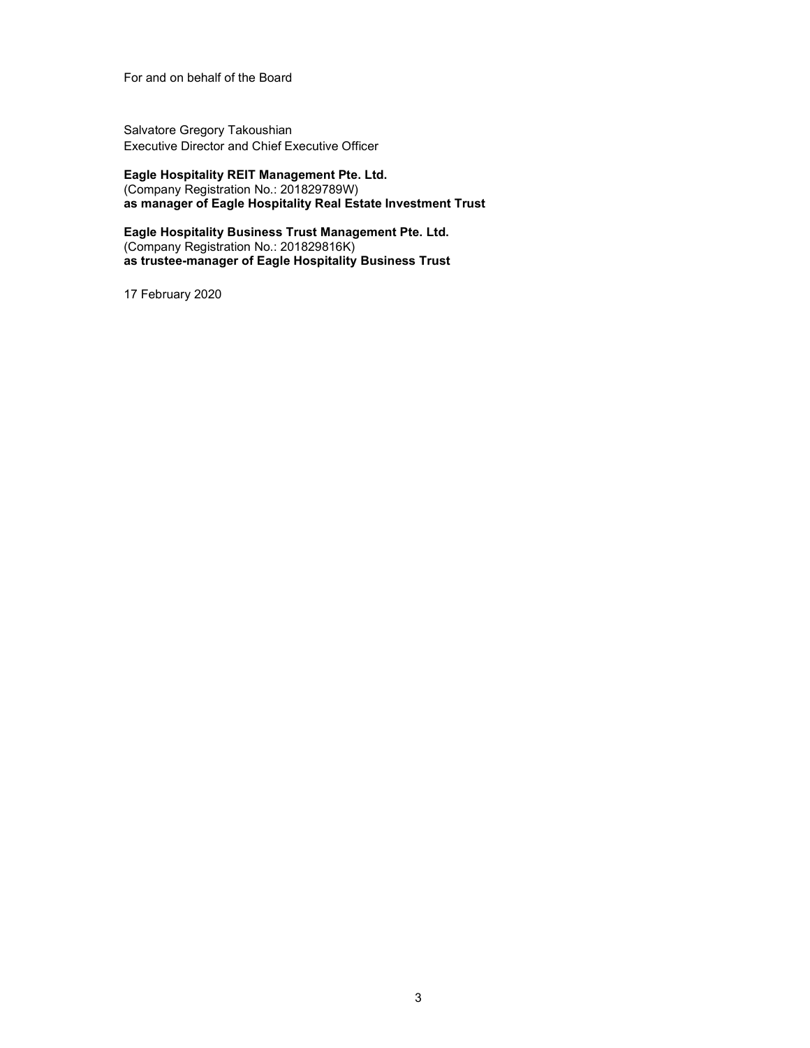For and on behalf of the Board

Salvatore Gregory Takoushian
Executive Director and Chief Executive Officer

**Eagle Hospitality REIT Management Pte. Ltd.**
(Company Registration No.: 201829789W)
**as manager of Eagle Hospitality Real Estate Investment Trust**

**Eagle Hospitality Business Trust Management Pte. Ltd.**
(Company Registration No.: 201829816K)
**as trustee-manager of Eagle Hospitality Business Trust**

17 February 2020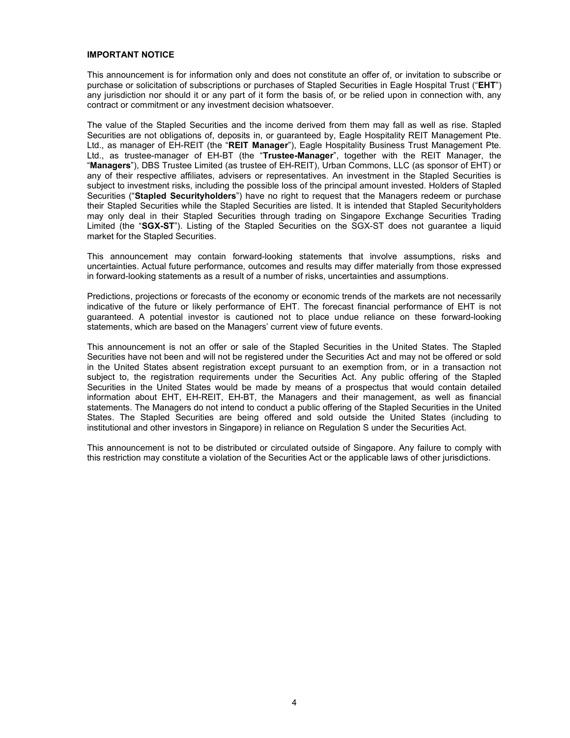**IMPORTANT NOTICE**

This announcement is for information only and does not constitute an offer of, or invitation to subscribe or purchase or solicitation of subscriptions or purchases of Stapled Securities in Eagle Hospital Trust ("**EHT**") any jurisdiction nor should it or any part of it form the basis of, or be relied upon in connection with, any contract or commitment or any investment decision whatsoever.

The value of the Stapled Securities and the income derived from them may fall as well as rise. Stapled Securities are not obligations of, deposits in, or guaranteed by, Eagle Hospitality REIT Management Pte. Ltd., as manager of EH-REIT (the "**REIT Manager**"), Eagle Hospitality Business Trust Management Pte. Ltd., as trustee-manager of EH-BT (the "**Trustee-Manager**", together with the REIT Manager, the "**Managers**"), DBS Trustee Limited (as trustee of EH-REIT), Urban Commons, LLC (as sponsor of EHT) or any of their respective affiliates, advisers or representatives. An investment in the Stapled Securities is subject to investment risks, including the possible loss of the principal amount invested. Holders of Stapled Securities ("**Stapled Securityholders**") have no right to request that the Managers redeem or purchase their Stapled Securities while the Stapled Securities are listed. It is intended that Stapled Securityholders may only deal in their Stapled Securities through trading on Singapore Exchange Securities Trading Limited (the "**SGX-ST**"). Listing of the Stapled Securities on the SGX-ST does not guarantee a liquid market for the Stapled Securities.

This announcement may contain forward-looking statements that involve assumptions, risks and uncertainties. Actual future performance, outcomes and results may differ materially from those expressed in forward-looking statements as a result of a number of risks, uncertainties and assumptions.

Predictions, projections or forecasts of the economy or economic trends of the markets are not necessarily indicative of the future or likely performance of EHT. The forecast financial performance of EHT is not guaranteed. A potential investor is cautioned not to place undue reliance on these forward-looking statements, which are based on the Managers' current view of future events.

This announcement is not an offer or sale of the Stapled Securities in the United States. The Stapled Securities have not been and will not be registered under the Securities Act and may not be offered or sold in the United States absent registration except pursuant to an exemption from, or in a transaction not subject to, the registration requirements under the Securities Act. Any public offering of the Stapled Securities in the United States would be made by means of a prospectus that would contain detailed information about EHT, EH-REIT, EH-BT, the Managers and their management, as well as financial statements. The Managers do not intend to conduct a public offering of the Stapled Securities in the United States. The Stapled Securities are being offered and sold outside the United States (including to institutional and other investors in Singapore) in reliance on Regulation S under the Securities Act.

This announcement is not to be distributed or circulated outside of Singapore. Any failure to comply with this restriction may constitute a violation of the Securities Act or the applicable laws of other jurisdictions.